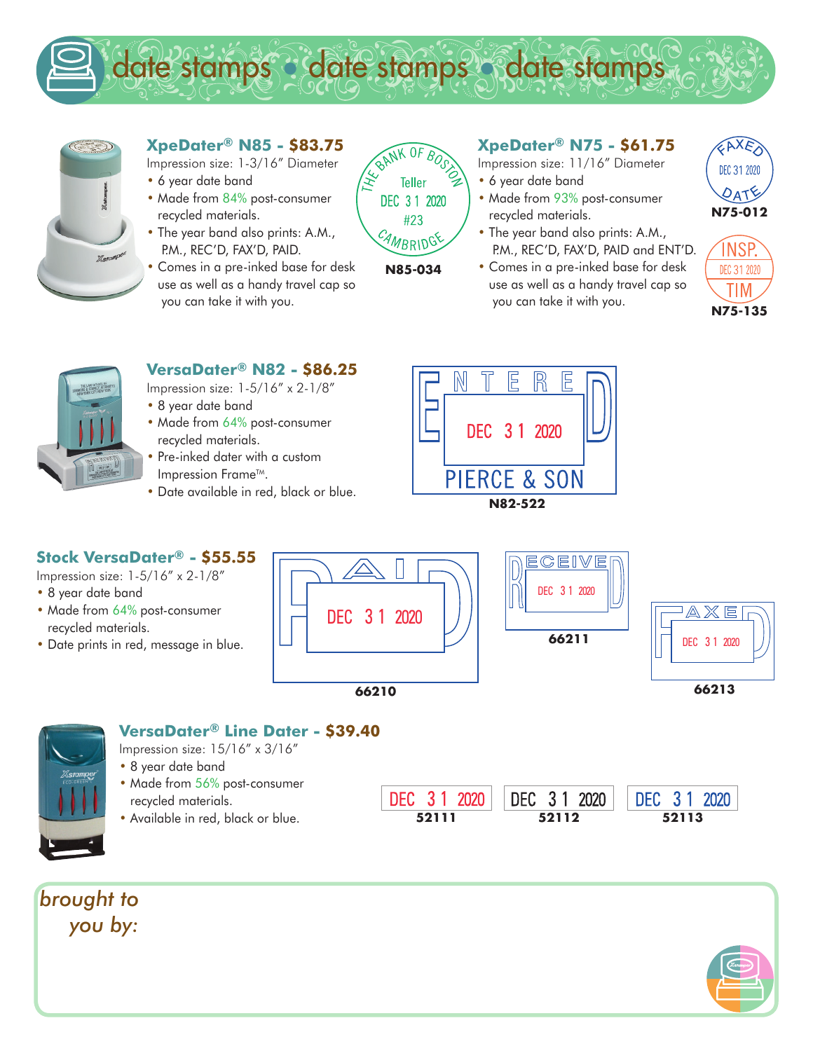# date stamps • date stamps • date stamps

## XpeDater® N85 - $83.75

Impression size: 1-3/16" Diameter

- 6 year date band
- Made from 84% post-consumer recycled materials.
- The year band also prints: A.M., P.M., REC'D, FAX'D, PAID.
- Comes in a pre-inked base for desk use as well as a handy travel cap so you can take it with you.

THE BANK OF BOSTON
Teller
DEC 31 2020
#23
CAMBRIDGE

**N85-034**

## XpeDater® N75 - $61.75

Impression size: 11/16" Diameter

- 6 year date band
- Made from 93% post-consumer recycled materials.
- The year band also prints: A.M., P.M., REC'D, FAX'D, PAID and ENT'D.
- Comes in a pre-inked base for desk use as well as a handy travel cap so you can take it with you.

FAXED
DEC 31 2020
DATE

**N75-012**

INSP.
DEC 31 2020
TIM

**N75-135**

## VersaDater® N82 - $86.25

Impression size: 1-5/16" x 2-1/8"

- 8 year date band
- Made from 64% post-consumer recycled materials.
- Pre-inked dater with a custom Impression Frame™.
- Date available in red, black or blue.

ENTERED
DEC 31 2020
PIERCE & SON

**N82-522**

## Stock VersaDater® - $55.55

Impression size: 1-5/16" x 2-1/8"

- 8 year date band
- Made from 64% post-consumer recycled materials.
- Date prints in red, message in blue.

PAID
DEC 31 2020

**66210**

RECEIVED
DEC 31 2020

**66211**

FAXED
DEC 31 2020

**66213**

## VersaDater® Line Dater - $39.40

Impression size: 15/16" x 3/16"

- 8 year date band
- Made from 56% post-consumer recycled materials.
- Available in red, black or blue.

DEC 31 2020 — **52111**

DEC 31 2020 — **52112**

DEC 31 2020 — **52113**

*brought to you by:*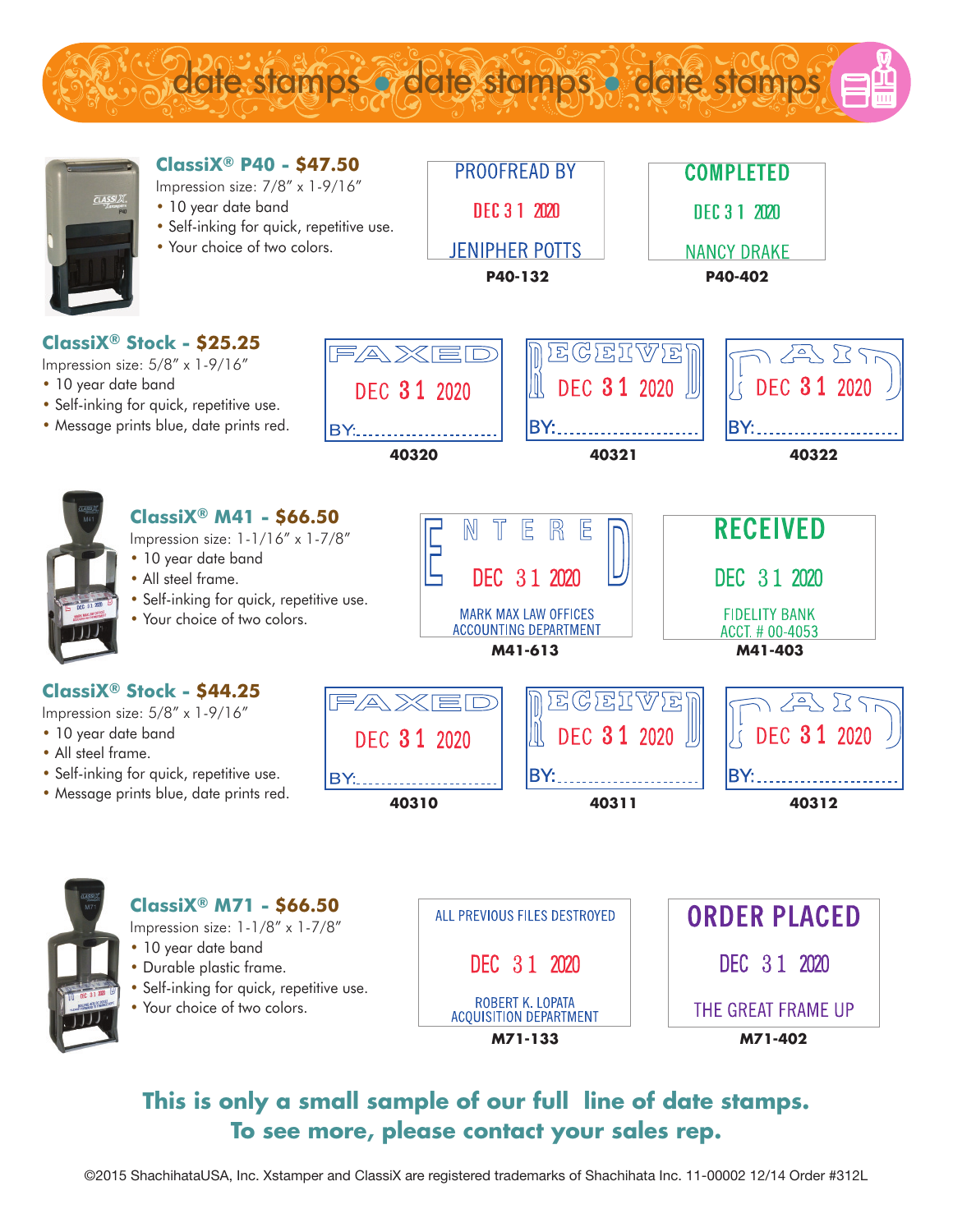# date stamps • date stamps • date stamps

## ClassiX® P40 - $47.50

Impression size: 7/8" x 1-9/16"

- 10 year date band
- Self-inking for quick, repetitive use.
- Your choice of two colors.

PROOFREAD BY
DEC 31 2020
JENIPHER POTTS

**P40-132**

COMPLETED
DEC 31 2020
NANCY DRAKE

**P40-402**

## ClassiX® Stock - $25.25

Impression size: 5/8" x 1-9/16"

- 10 year date band
- Self-inking for quick, repetitive use.
- Message prints blue, date prints red.

FAXED
DEC 31 2020
BY:

**40320**

RECEIVED
DEC 31 2020
BY:

**40321**

PAID
DEC 31 2020
BY:

**40322**

## ClassiX® M41 - $66.50

Impression size: 1-1/16" x 1-7/8"

- 10 year date band
- All steel frame.
- Self-inking for quick, repetitive use.
- Your choice of two colors.

ENTERED
DEC 31 2020
MARK MAX LAW OFFICES
ACCOUNTING DEPARTMENT

**M41-613**

RECEIVED
DEC 31 2020
FIDELITY BANK
ACCT. # 00-4053

**M41-403**

## ClassiX® Stock - $44.25

Impression size: 5/8" x 1-9/16"

- 10 year date band
- All steel frame.
- Self-inking for quick, repetitive use.
- Message prints blue, date prints red.

FAXED
DEC 31 2020
BY:

**40310**

RECEIVED
DEC 31 2020
BY:

**40311**

PAID
DEC 31 2020
BY:

**40312**

## ClassiX® M71 - $66.50

Impression size: 1-1/8" x 1-7/8"

- 10 year date band
- Durable plastic frame.
- Self-inking for quick, repetitive use.
- Your choice of two colors.

ALL PREVIOUS FILES DESTROYED
DEC 31 2020
ROBERT K. LOPATA
ACQUISITION DEPARTMENT

**M71-133**

ORDER PLACED
DEC 31 2020
THE GREAT FRAME UP

**M71-402**

**This is only a small sample of our full line of date stamps.
To see more, please contact your sales rep.**

©2015 ShachihataUSA, Inc. Xstamper and ClassiX are registered trademarks of Shachihata Inc. 11-00002 12/14 Order #312L